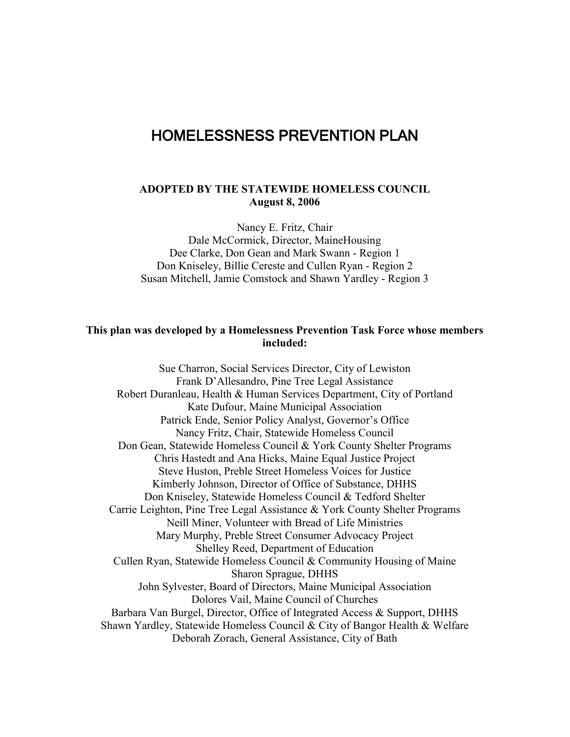# HOMELESSNESS PREVENTION PLAN

**ADOPTED BY THE STATEWIDE HOMELESS COUNCIL**
**August 8, 2006**

Nancy E. Fritz, Chair
Dale McCormick, Director, MaineHousing
Dee Clarke, Don Gean and Mark Swann - Region 1
Don Kniseley, Billie Cereste and Cullen Ryan - Region 2
Susan Mitchell, Jamie Comstock and Shawn Yardley - Region 3

**This plan was developed by a Homelessness Prevention Task Force whose members included:**

Sue Charron, Social Services Director, City of Lewiston
Frank D'Allesandro, Pine Tree Legal Assistance
Robert Duranleau, Health & Human Services Department, City of Portland
Kate Dufour, Maine Municipal Association
Patrick Ende, Senior Policy Analyst, Governor's Office
Nancy Fritz, Chair, Statewide Homeless Council
Don Gean, Statewide Homeless Council & York County Shelter Programs
Chris Hastedt and Ana Hicks, Maine Equal Justice Project
Steve Huston, Preble Street Homeless Voices for Justice
Kimberly Johnson, Director of Office of Substance, DHHS
Don Kniseley, Statewide Homeless Council & Tedford Shelter
Carrie Leighton, Pine Tree Legal Assistance & York County Shelter Programs
Neill Miner, Volunteer with Bread of Life Ministries
Mary Murphy, Preble Street Consumer Advocacy Project
Shelley Reed, Department of Education
Cullen Ryan, Statewide Homeless Council & Community Housing of Maine
Sharon Sprague, DHHS
John Sylvester, Board of Directors, Maine Municipal Association
Dolores Vail, Maine Council of Churches
Barbara Van Burgel, Director, Office of Integrated Access & Support, DHHS
Shawn Yardley, Statewide Homeless Council & City of Bangor Health & Welfare
Deborah Zorach, General Assistance, City of Bath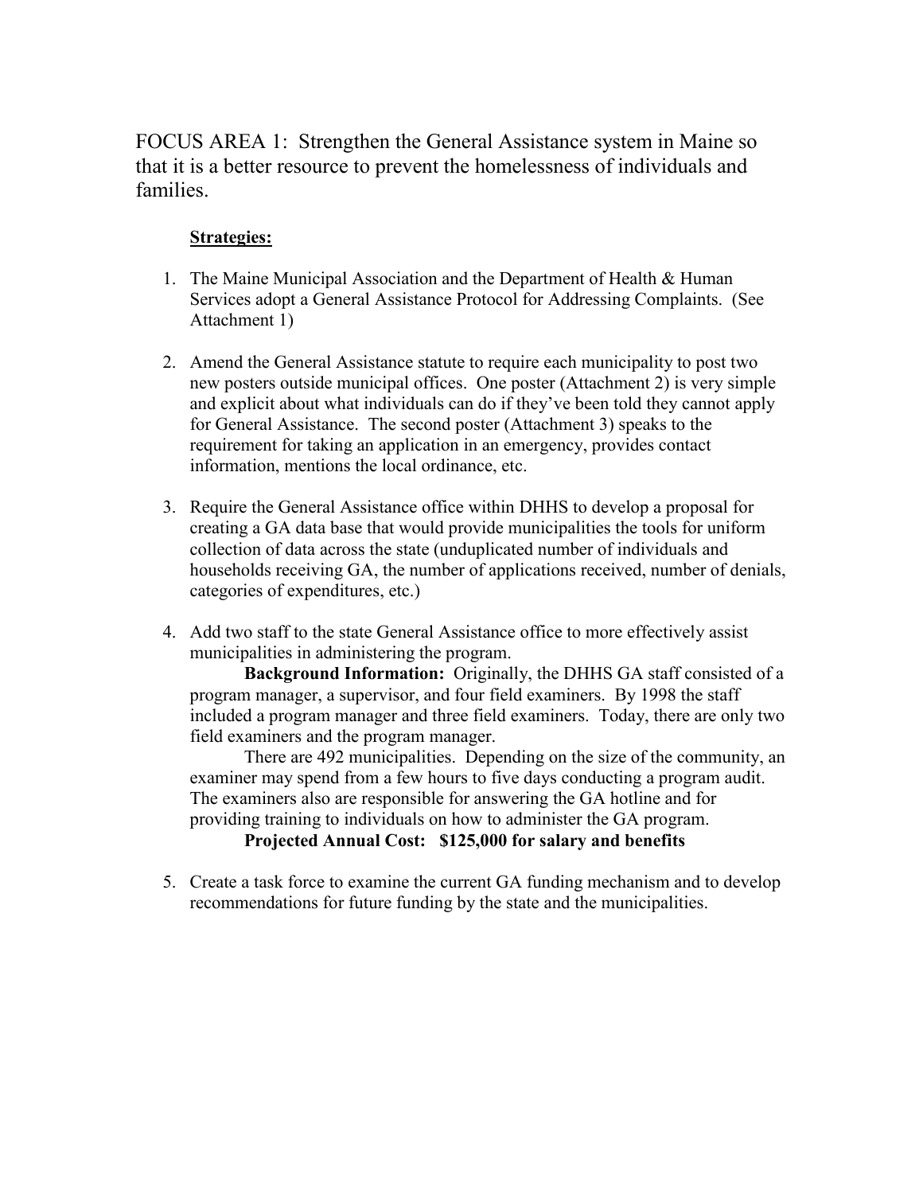FOCUS AREA 1: Strengthen the General Assistance system in Maine so that it is a better resource to prevent the homelessness of individuals and families.

**Strategies:**

1. The Maine Municipal Association and the Department of Health & Human Services adopt a General Assistance Protocol for Addressing Complaints. (See Attachment 1)

2. Amend the General Assistance statute to require each municipality to post two new posters outside municipal offices. One poster (Attachment 2) is very simple and explicit about what individuals can do if they've been told they cannot apply for General Assistance. The second poster (Attachment 3) speaks to the requirement for taking an application in an emergency, provides contact information, mentions the local ordinance, etc.

3. Require the General Assistance office within DHHS to develop a proposal for creating a GA data base that would provide municipalities the tools for uniform collection of data across the state (unduplicated number of individuals and households receiving GA, the number of applications received, number of denials, categories of expenditures, etc.)

4. Add two staff to the state General Assistance office to more effectively assist municipalities in administering the program.

   **Background Information:** Originally, the DHHS GA staff consisted of a program manager, a supervisor, and four field examiners. By 1998 the staff included a program manager and three field examiners. Today, there are only two field examiners and the program manager.

   There are 492 municipalities. Depending on the size of the community, an examiner may spend from a few hours to five days conducting a program audit. The examiners also are responsible for answering the GA hotline and for providing training to individuals on how to administer the GA program.

   **Projected Annual Cost: $125,000 for salary and benefits**

5. Create a task force to examine the current GA funding mechanism and to develop recommendations for future funding by the state and the municipalities.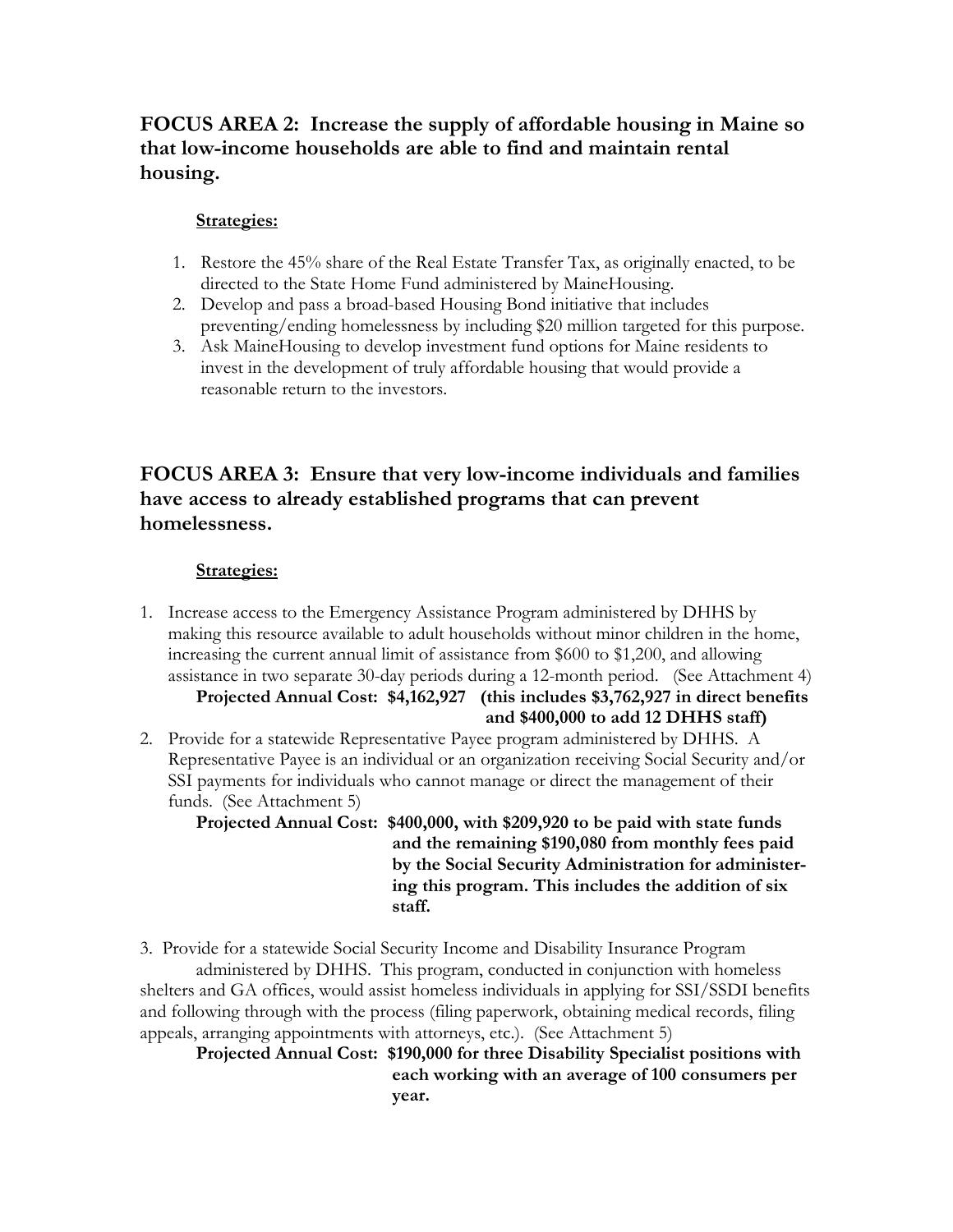## FOCUS AREA 2: Increase the supply of affordable housing in Maine so that low-income households are able to find and maintain rental housing.

**Strategies:**

1. Restore the 45% share of the Real Estate Transfer Tax, as originally enacted, to be directed to the State Home Fund administered by MaineHousing.
2. Develop and pass a broad-based Housing Bond initiative that includes preventing/ending homelessness by including $20 million targeted for this purpose.
3. Ask MaineHousing to develop investment fund options for Maine residents to invest in the development of truly affordable housing that would provide a reasonable return to the investors.

## FOCUS AREA 3: Ensure that very low-income individuals and families have access to already established programs that can prevent homelessness.

**Strategies:**

1. Increase access to the Emergency Assistance Program administered by DHHS by making this resource available to adult households without minor children in the home, increasing the current annual limit of assistance from $600 to $1,200, and allowing assistance in two separate 30-day periods during a 12-month period. (See Attachment 4)

   **Projected Annual Cost: $4,162,927 (this includes $3,762,927 in direct benefits and $400,000 to add 12 DHHS staff)**

2. Provide for a statewide Representative Payee program administered by DHHS. A Representative Payee is an individual or organization receiving Social Security and/or SSI payments for individuals who cannot manage or direct the management of their funds. (See Attachment 5)

   **Projected Annual Cost: $400,000, with $209,920 to be paid with state funds and the remaining $190,080 from monthly fees paid by the Social Security Administration for administering this program. This includes the addition of six staff.**

3. Provide for a statewide Social Security Income and Disability Insurance Program administered by DHHS. This program, conducted in conjunction with homeless shelters and GA offices, would assist homeless individuals in applying for SSI/SSDI benefits and following through with the process (filing paperwork, obtaining medical records, filing appeals, arranging appointments with attorneys, etc.). (See Attachment 5)

   **Projected Annual Cost: $190,000 for three Disability Specialist positions with each working with an average of 100 consumers per year.**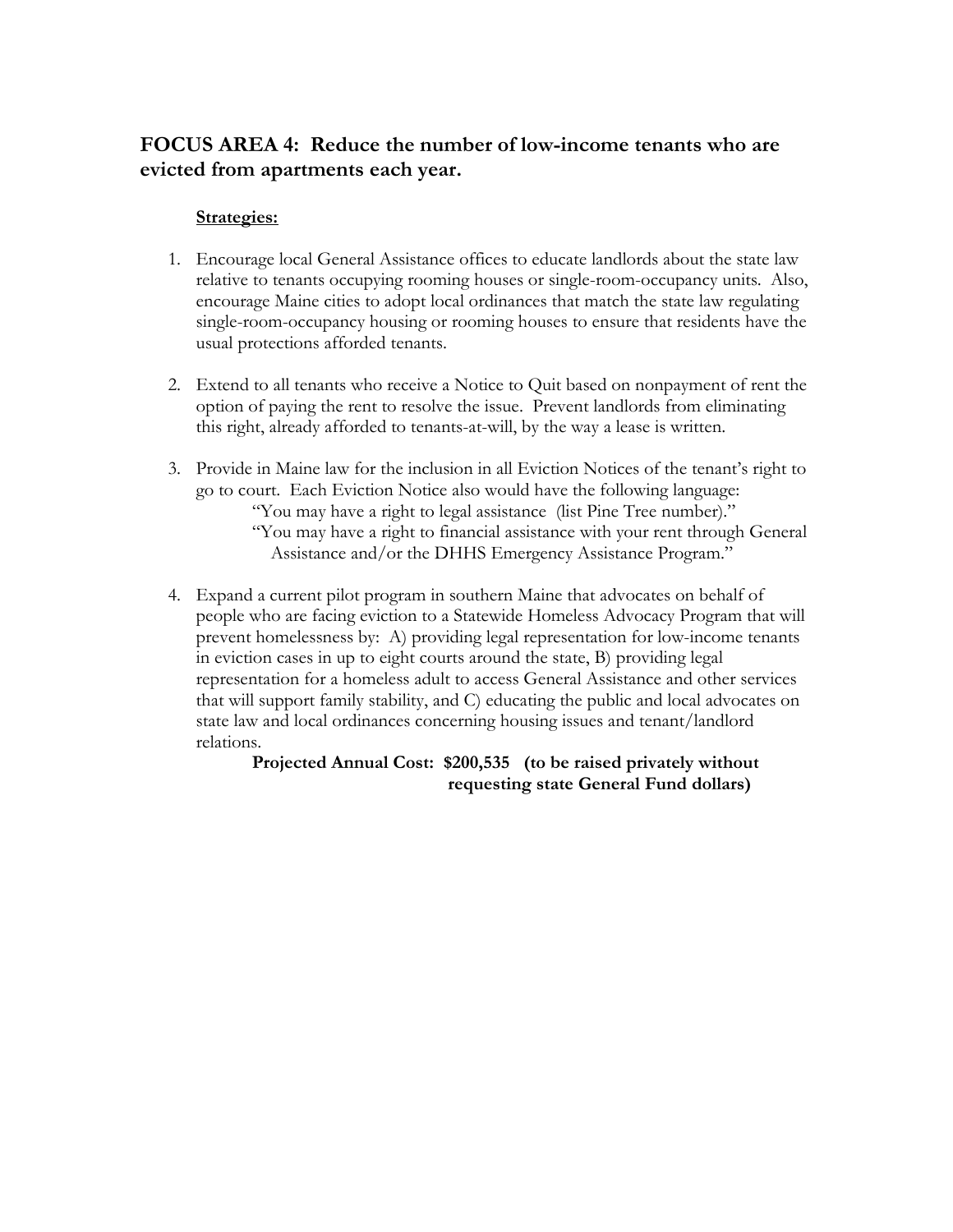## FOCUS AREA 4: Reduce the number of low-income tenants who are evicted from apartments each year.

**Strategies:**

1. Encourage local General Assistance offices to educate landlords about the state law relative to tenants occupying rooming houses or single-room-occupancy units. Also, encourage Maine cities to adopt local ordinances that match the state law regulating single-room-occupancy housing or rooming houses to ensure that residents have the usual protections afforded tenants.

2. Extend to all tenants who receive a Notice to Quit based on nonpayment of rent the option of paying the rent to resolve the issue. Prevent landlords from eliminating this right, already afforded to tenants-at-will, by the way a lease is written.

3. Provide in Maine law for the inclusion in all Eviction Notices of the tenant's right to go to court. Each Eviction Notice also would have the following language:

   "You may have a right to legal assistance (list Pine Tree number)."

   "You may have a right to financial assistance with your rent through General Assistance and/or the DHHS Emergency Assistance Program."

4. Expand a current pilot program in southern Maine that advocates on behalf of people who are facing eviction to a Statewide Homeless Advocacy Program that will prevent homelessness by: A) providing legal representation for low-income tenants in eviction cases in up to eight courts around the state, B) providing legal representation for a homeless adult to access General Assistance and other services that will support family stability, and C) educating the public and local advocates on state law and local ordinances concerning housing issues and tenant/landlord relations.

   **Projected Annual Cost: $200,535 (to be raised privately without requesting state General Fund dollars)**